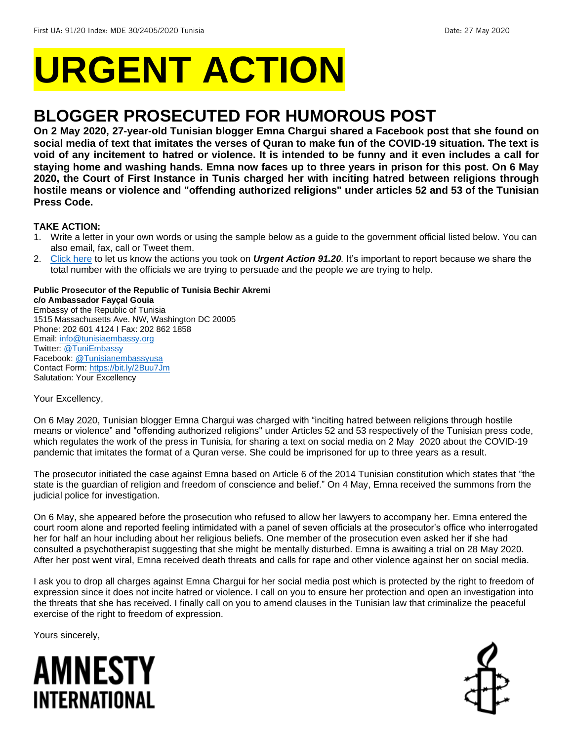First UA: 91/20 Index: MDE 30/2405/2020 Tunisia Date: 27 May 2020

# URGENT ACTION

## BLOGGER PROSECUTED FOR HUMOROUS POST

**On 2 May 2020, 27-year-old Tunisian blogger Emna Chargui shared a Facebook post that she found on social media of text that imitates the verses of Quran to make fun of the COVID-19 situation. The text is void of any incitement to hatred or violence. It is intended to be funny and it even includes a call for staying home and washing hands. Emna now faces up to three years in prison for this post. On 6 May 2020, the Court of First Instance in Tunis charged her with inciting hatred between religions through hostile means or violence and "offending authorized religions" under articles 52 and 53 of the Tunisian Press Code.**

**TAKE ACTION:**

1. Write a letter in your own words or using the sample below as a guide to the government official listed below. You can also email, fax, call or Tweet them.
2. Click here to let us know the actions you took on ***Urgent Action 91.20***. It's important to report because we share the total number with the officials we are trying to persuade and the people we are trying to help.

**Public Prosecutor of the Republic of Tunisia Bechir Akremi**
**c/o Ambassador Fayçal Gouia**
Embassy of the Republic of Tunisia
1515 Massachusetts Ave. NW, Washington DC 20005
Phone: 202 601 4124 I Fax: 202 862 1858
Email: info@tunisiaembassy.org
Twitter: @TuniEmbassy
Facebook: @Tunisianembassyusa
Contact Form: https://bit.ly/2Buu7Jm
Salutation: Your Excellency

Your Excellency,

On 6 May 2020, Tunisian blogger Emna Chargui was charged with "inciting hatred between religions through hostile means or violence" and "offending authorized religions" under Articles 52 and 53 respectively of the Tunisian press code, which regulates the work of the press in Tunisia, for sharing a text on social media on 2 May 2020 about the COVID-19 pandemic that imitates the format of a Quran verse. She could be imprisoned for up to three years as a result.

The prosecutor initiated the case against Emna based on Article 6 of the 2014 Tunisian constitution which states that "the state is the guardian of religion and freedom of conscience and belief." On 4 May, Emna received the summons from the judicial police for investigation.

On 6 May, she appeared before the prosecution who refused to allow her lawyers to accompany her. Emna entered the court room alone and reported feeling intimidated with a panel of seven officials at the prosecutor's office who interrogated her for half an hour including about her religious beliefs. One member of the prosecution even asked her if she had consulted a psychotherapist suggesting that she might be mentally disturbed. Emna is awaiting a trial on 28 May 2020. After her post went viral, Emna received death threats and calls for rape and other violence against her on social media.

I ask you to drop all charges against Emna Chargui for her social media post which is protected by the right to freedom of expression since it does not incite hatred or violence. I call on you to ensure her protection and open an investigation into the threats that she has received. I finally call on you to amend clauses in the Tunisian law that criminalize the peaceful exercise of the right to freedom of expression.

Yours sincerely,

AMNESTY INTERNATIONAL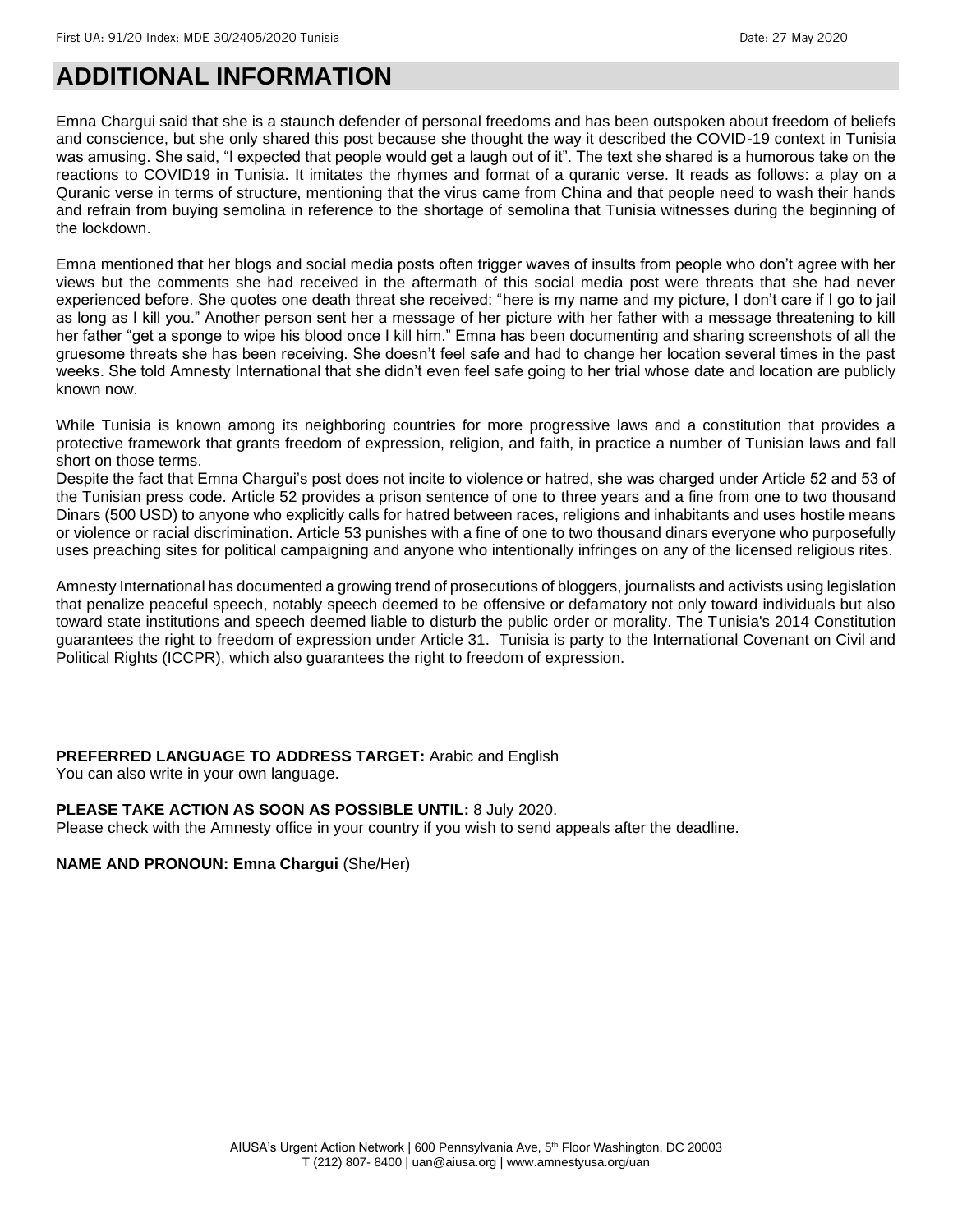## ADDITIONAL INFORMATION

Emna Chargui said that she is a staunch defender of personal freedoms and has been outspoken about freedom of beliefs and conscience, but she only shared this post because she thought the way it described the COVID-19 context in Tunisia was amusing. She said, "I expected that people would get a laugh out of it". The text she shared is a humorous take on the reactions to COVID19 in Tunisia. It imitates the rhymes and format of a quranic verse. It reads as follows: a play on a Quranic verse in terms of structure, mentioning that the virus came from China and that people need to wash their hands and refrain from buying semolina in reference to the shortage of semolina that Tunisia witnesses during the beginning of the lockdown.

Emna mentioned that her blogs and social media posts often trigger waves of insults from people who don't agree with her views but the comments she had received in the aftermath of this social media post were threats that she had never experienced before. She quotes one death threat she received: "here is my name and my picture, I don't care if I go to jail as long as I kill you." Another person sent her a message of her picture with her father with a message threatening to kill her father "get a sponge to wipe his blood once I kill him." Emna has been documenting and sharing screenshots of all the gruesome threats she has been receiving. She doesn't feel safe and had to change her location several times in the past weeks. She told Amnesty International that she didn't even feel safe going to her trial whose date and location are publicly known now.

While Tunisia is known among its neighboring countries for more progressive laws and a constitution that provides a protective framework that grants freedom of expression, religion, and faith, in practice a number of Tunisian laws and fall short on those terms.

Despite the fact that Emna Chargui's post does not incite to violence or hatred, she was charged under Article 52 and 53 of the Tunisian press code. Article 52 provides a prison sentence of one to three years and a fine from one to two thousand Dinars (500 USD) to anyone who explicitly calls for hatred between races, religions and inhabitants and uses hostile means or violence or racial discrimination. Article 53 punishes with a fine of one to two thousand dinars everyone who purposefully uses preaching sites for political campaigning and anyone who intentionally infringes on any of the licensed religious rites.

Amnesty International has documented a growing trend of prosecutions of bloggers, journalists and activists using legislation that penalize peaceful speech, notably speech deemed to be offensive or defamatory not only toward individuals but also toward state institutions and speech deemed liable to disturb the public order or morality. The Tunisia's 2014 Constitution guarantees the right to freedom of expression under Article 31. Tunisia is party to the International Covenant on Civil and Political Rights (ICCPR), which also guarantees the right to freedom of expression.

**PREFERRED LANGUAGE TO ADDRESS TARGET:** Arabic and English
You can also write in your own language.

**PLEASE TAKE ACTION AS SOON AS POSSIBLE UNTIL:** 8 July 2020.
Please check with the Amnesty office in your country if you wish to send appeals after the deadline.

**NAME AND PRONOUN: Emna Chargui** (She/Her)